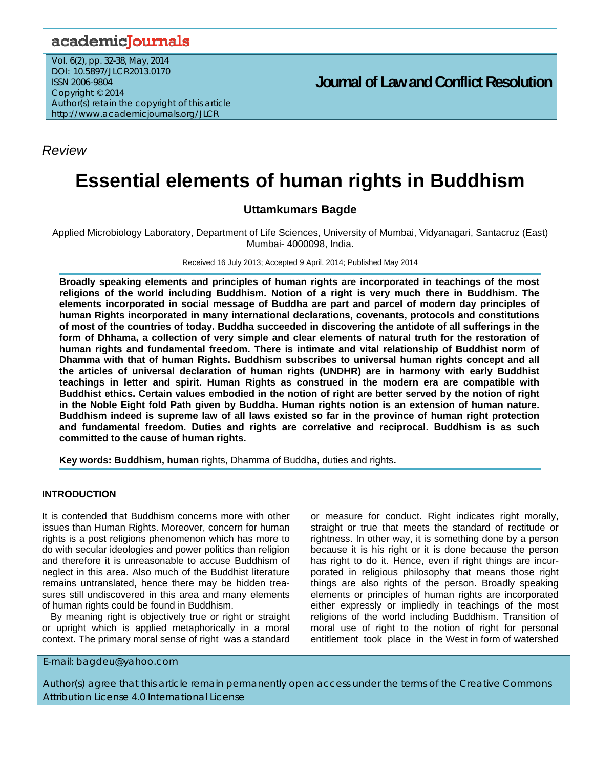*Review*

# Essential elements of human rights in Buddhism

**Uttamkumars Bagde**

Applied Microbiology Laboratory, Department of Life Sciences, University of Mumbai, Vidyanagari, Santacruz (East) Mumbai- 4000098, India.

Received 16 July 2013; Accepted 9 April, 2014; Published May 2014

**Broadly speaking elements and principles of human rights are incorporated in teachings of the most religions of the world including Buddhism. Notion of a right is very much there in Buddhism. The elements incorporated in social message of Buddha are part and parcel of modern day principles of human Rights incorporated in many international declarations, covenants, protocols and constitutions of most of the countries of today. Buddha succeeded in discovering the antidote of all sufferings in the form of Dhhama, a collection of very simple and clear elements of natural truth for the restoration of human rights and fundamental freedom. There is intimate and vital relationship of Buddhist norm of Dhamma with that of human Rights. Buddhism subscribes to universal human rights concept and all the articles of universal declaration of human rights (UNDHR) are in harmony with early Buddhist teachings in letter and spirit. Human Rights as construed in the modern era are compatible with Buddhist ethics. Certain values embodied in the notion of right are better served by the notion of right in the Noble Eight fold Path given by Buddha. Human rights notion is an extension of human nature. Buddhism indeed is supreme law of all laws existed so far in the province of human right protection and fundamental freedom. Duties and rights are correlative and reciprocal. Buddhism is as such committed to the cause of human rights.**

**Key words: Buddhism, human** rights, Dhamma of Buddha, duties and rights**.**

## INTRODUCTION

It is contended that Buddhism concerns more with other issues than Human Rights. Moreover, concern for human rights is a post religions phenomenon which has more to do with secular ideologies and power politics than religion and therefore it is unreasonable to accuse Buddhism of neglect in this area. Also much of the Buddhist literature remains untranslated, hence there may be hidden treasures still undiscovered in this area and many elements of human rights could be found in Buddhism.

By meaning right is objectively true or right or straight or upright which is applied metaphorically in a moral context. The primary moral sense of right was a standard or measure for conduct. Right indicates right morally, straight or true that meets the standard of rectitude or rightness. In other way, it is something done by a person because it is his right or it is done because the person has right to do it. Hence, even if right things are incorporated in religious philosophy that means those right things are also rights of the person. Broadly speaking elements or principles of human rights are incorporated either expressly or impliedly in teachings of the most religions of the world including Buddhism. Transition of moral use of right to the notion of right for personal entitlement took place in the West in form of watershed

E-mail: bagdeu@yahoo.com

Author(s) agree that this article remain permanently open access under the terms of the Creative Commons Attribution License 4.0 International License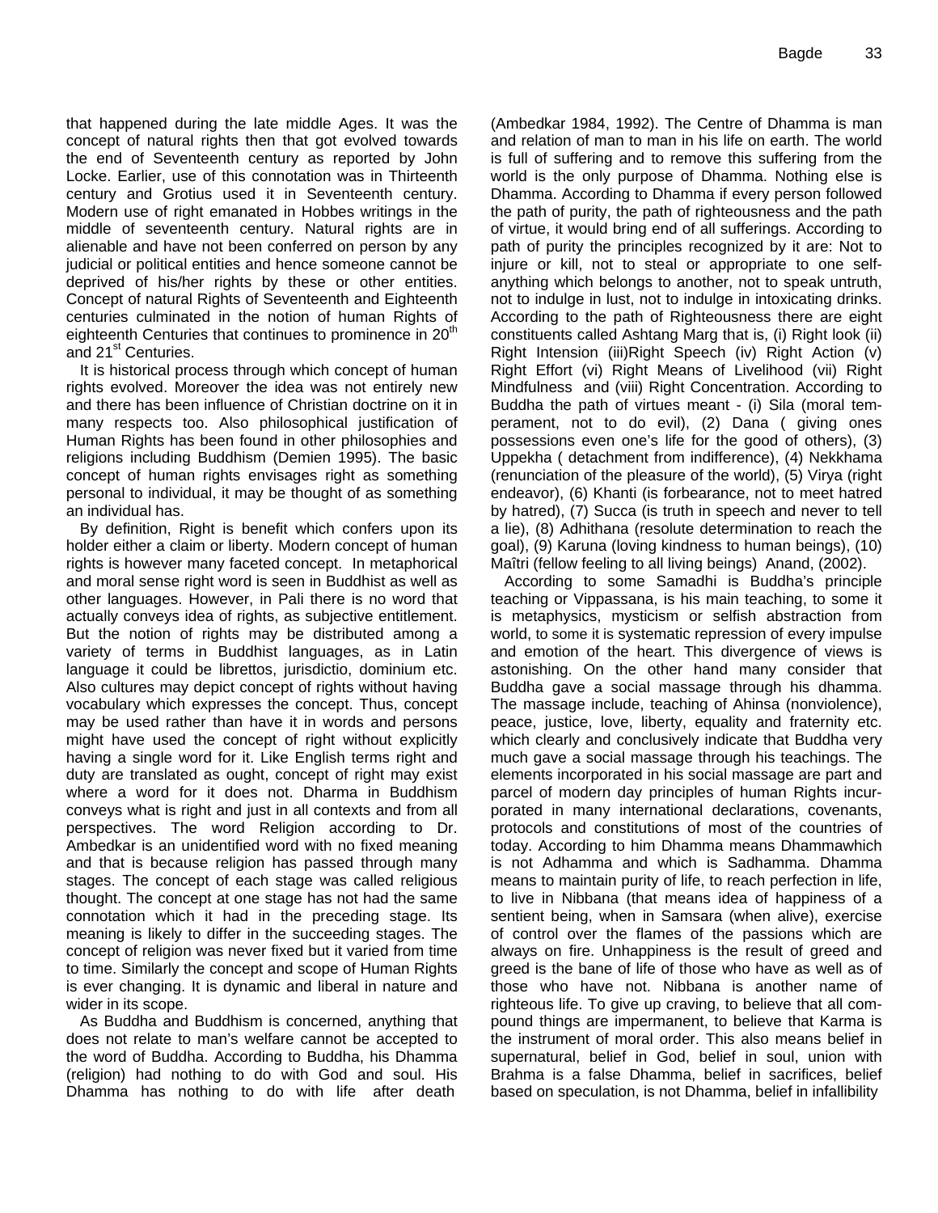that happened during the late middle Ages. It was the concept of natural rights then that got evolved towards the end of Seventeenth century as reported by John Locke. Earlier, use of this connotation was in Thirteenth century and Grotius used it in Seventeenth century. Modern use of right emanated in Hobbes writings in the middle of seventeenth century. Natural rights are in alienable and have not been conferred on person by any judicial or political entities and hence someone cannot be deprived of his/her rights by these or other entities. Concept of natural Rights of Seventeenth and Eighteenth centuries culminated in the notion of human Rights of eighteenth Centuries that continues to prominence in 20th and 21st Centuries.

It is historical process through which concept of human rights evolved. Moreover the idea was not entirely new and there has been influence of Christian doctrine on it in many respects too. Also philosophical justification of Human Rights has been found in other philosophies and religions including Buddhism (Demien 1995). The basic concept of human rights envisages right as something personal to individual, it may be thought of as something an individual has.

By definition, Right is benefit which confers upon its holder either a claim or liberty. Modern concept of human rights is however many faceted concept. In metaphorical and moral sense right word is seen in Buddhist as well as other languages. However, in Pali there is no word that actually conveys idea of rights, as subjective entitlement. But the notion of rights may be distributed among a variety of terms in Buddhist languages, as in Latin language it could be librettos, jurisdictio, dominium etc. Also cultures may depict concept of rights without having vocabulary which expresses the concept. Thus, concept may be used rather than have it in words and persons might have used the concept of right without explicitly having a single word for it. Like English terms right and duty are translated as ought, concept of right may exist where a word for it does not. Dharma in Buddhism conveys what is right and just in all contexts and from all perspectives. The word Religion according to Dr. Ambedkar is an unidentified word with no fixed meaning and that is because religion has passed through many stages. The concept of each stage was called religious thought. The concept at one stage has not had the same connotation which it had in the preceding stage. Its meaning is likely to differ in the succeeding stages. The concept of religion was never fixed but it varied from time to time. Similarly the concept and scope of Human Rights is ever changing. It is dynamic and liberal in nature and wider in its scope.

As Buddha and Buddhism is concerned, anything that does not relate to man's welfare cannot be accepted to the word of Buddha. According to Buddha, his Dhamma (religion) had nothing to do with God and soul. His Dhamma has nothing to do with life after death (Ambedkar 1984, 1992). The Centre of Dhamma is man and relation of man to man in his life on earth. The world is full of suffering and to remove this suffering from the world is the only purpose of Dhamma. Nothing else is Dhamma. According to Dhamma if every person followed the path of purity, the path of righteousness and the path of virtue, it would bring end of all sufferings. According to path of purity the principles recognized by it are: Not to injure or kill, not to steal or appropriate to one self-anything which belongs to another, not to speak untruth, not to indulge in lust, not to indulge in intoxicating drinks. According to the path of Righteousness there are eight constituents called Ashtang Marg that is, (i) Right look (ii) Right Intension (iii)Right Speech (iv) Right Action (v) Right Effort (vi) Right Means of Livelihood (vii) Right Mindfulness and (viii) Right Concentration. According to Buddha the path of virtues meant - (i) Sila (moral temperament, not to do evil), (2) Dana ( giving ones possessions even one's life for the good of others), (3) Uppekha ( detachment from indifference), (4) Nekkhama (renunciation of the pleasure of the world), (5) Virya (right endeavor), (6) Khanti (is forbearance, not to meet hatred by hatred), (7) Succa (is truth in speech and never to tell a lie), (8) Adhithana (resolute determination to reach the goal), (9) Karuna (loving kindness to human beings), (10) Maîtri (fellow feeling to all living beings) Anand, (2002).

According to some Samadhi is Buddha's principle teaching or Vippassana, is his main teaching, to some it is metaphysics, mysticism or selfish abstraction from world, to some it is systematic repression of every impulse and emotion of the heart. This divergence of views is astonishing. On the other hand many consider that Buddha gave a social massage through his dhamma. The massage include, teaching of Ahinsa (nonviolence), peace, justice, love, liberty, equality and fraternity etc. which clearly and conclusively indicate that Buddha very much gave a social massage through his teachings. The elements incorporated in his social massage are part and parcel of modern day principles of human Rights incurporated in many international declarations, covenants, protocols and constitutions of most of the countries of today. According to him Dhamma means Dhammawhich is not Adhamma and which is Sadhamma. Dhamma means to maintain purity of life, to reach perfection in life, to live in Nibbana (that means idea of happiness of a sentient being, when in Samsara (when alive), exercise of control over the flames of the passions which are always on fire. Unhappiness is the result of greed and greed is the bane of life of those who have as well as of those who have not. Nibbana is another name of righteous life. To give up craving, to believe that all compound things are impermanent, to believe that Karma is the instrument of moral order. This also means belief in supernatural, belief in God, belief in soul, union with Brahma is a false Dhamma, belief in sacrifices, belief based on speculation, is not Dhamma, belief in infallibility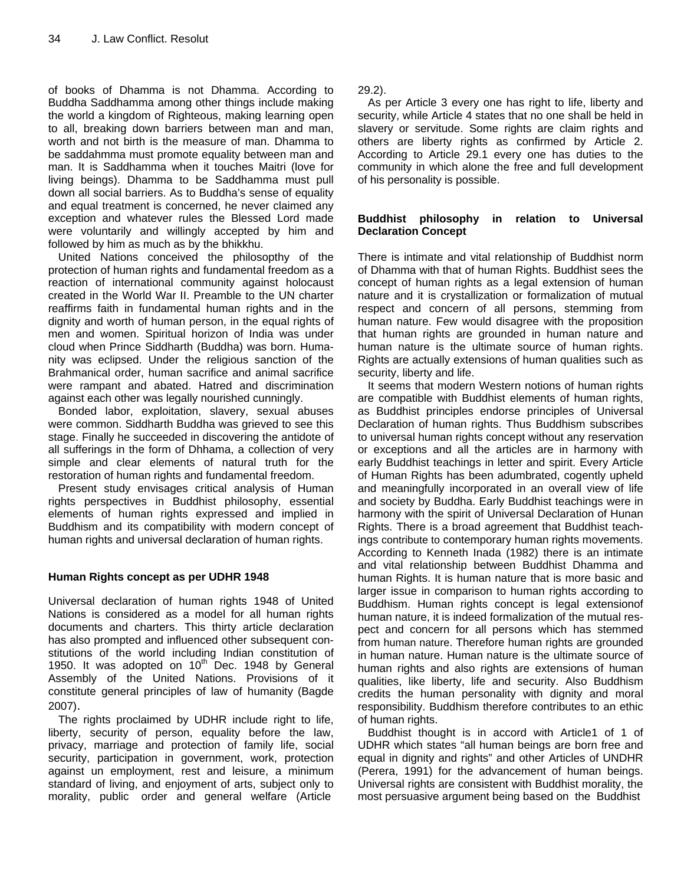of books of Dhamma is not Dhamma. According to Buddha Saddhamma among other things include making the world a kingdom of Righteous, making learning open to all, breaking down barriers between man and man, worth and not birth is the measure of man. Dhamma to be saddahmma must promote equality between man and man. It is Saddhamma when it touches Maitri (love for living beings). Dhamma to be Saddhamma must pull down all social barriers. As to Buddha's sense of equality and equal treatment is concerned, he never claimed any exception and whatever rules the Blessed Lord made were voluntarily and willingly accepted by him and followed by him as much as by the bhikkhu.

United Nations conceived the philosopthy of the protection of human rights and fundamental freedom as a reaction of international community against holocaust created in the World War II. Preamble to the UN charter reaffirms faith in fundamental human rights and in the dignity and worth of human person, in the equal rights of men and women. Spiritual horizon of India was under cloud when Prince Siddharth (Buddha) was born. Humanity was eclipsed. Under the religious sanction of the Brahmanical order, human sacrifice and animal sacrifice were rampant and abated. Hatred and discrimination against each other was legally nourished cunningly.

Bonded labor, exploitation, slavery, sexual abuses were common. Siddharth Buddha was grieved to see this stage. Finally he succeeded in discovering the antidote of all sufferings in the form of Dhhama, a collection of very simple and clear elements of natural truth for the restoration of human rights and fundamental freedom.

Present study envisages critical analysis of Human rights perspectives in Buddhist philosophy, essential elements of human rights expressed and implied in Buddhism and its compatibility with modern concept of human rights and universal declaration of human rights.

## Human Rights concept as per UDHR 1948

Universal declaration of human rights 1948 of United Nations is considered as a model for all human rights documents and charters. This thirty article declaration has also prompted and influenced other subsequent constitutions of the world including Indian constitution of 1950. It was adopted on 10th Dec. 1948 by General Assembly of the United Nations. Provisions of it constitute general principles of law of humanity (Bagde 2007).

The rights proclaimed by UDHR include right to life, liberty, security of person, equality before the law, privacy, marriage and protection of family life, social security, participation in government, work, protection against un employment, rest and leisure, a minimum standard of living, and enjoyment of arts, subject only to morality, public order and general welfare (Article 29.2).

As per Article 3 every one has right to life, liberty and security, while Article 4 states that no one shall be held in slavery or servitude. Some rights are claim rights and others are liberty rights as confirmed by Article 2. According to Article 29.1 every one has duties to the community in which alone the free and full development of his personality is possible.

## Buddhist philosophy in relation to Universal Declaration Concept

There is intimate and vital relationship of Buddhist norm of Dhamma with that of human Rights. Buddhist sees the concept of human rights as a legal extension of human nature and it is crystallization or formalization of mutual respect and concern of all persons, stemming from human nature. Few would disagree with the proposition that human rights are grounded in human nature and human nature is the ultimate source of human rights. Rights are actually extensions of human qualities such as security, liberty and life.

It seems that modern Western notions of human rights are compatible with Buddhist elements of human rights, as Buddhist principles endorse principles of Universal Declaration of human rights. Thus Buddhism subscribes to universal human rights concept without any reservation or exceptions and all the articles are in harmony with early Buddhist teachings in letter and spirit. Every Article of Human Rights has been adumbrated, cogently upheld and meaningfully incorporated in an overall view of life and society by Buddha. Early Buddhist teachings were in harmony with the spirit of Universal Declaration of Hunan Rights. There is a broad agreement that Buddhist teachings contribute to contemporary human rights movements. According to Kenneth Inada (1982) there is an intimate and vital relationship between Buddhist Dhamma and human Rights. It is human nature that is more basic and larger issue in comparison to human rights according to Buddhism. Human rights concept is legal extensionof human nature, it is indeed formalization of the mutual respect and concern for all persons which has stemmed from human nature. Therefore human rights are grounded in human nature. Human nature is the ultimate source of human rights and also rights are extensions of human qualities, like liberty, life and security. Also Buddhism credits the human personality with dignity and moral responsibility. Buddhism therefore contributes to an ethic of human rights.

Buddhist thought is in accord with Article1 of 1 of UDHR which states "all human beings are born free and equal in dignity and rights" and other Articles of UNDHR (Perera, 1991) for the advancement of human beings. Universal rights are consistent with Buddhist morality, the most persuasive argument being based on the Buddhist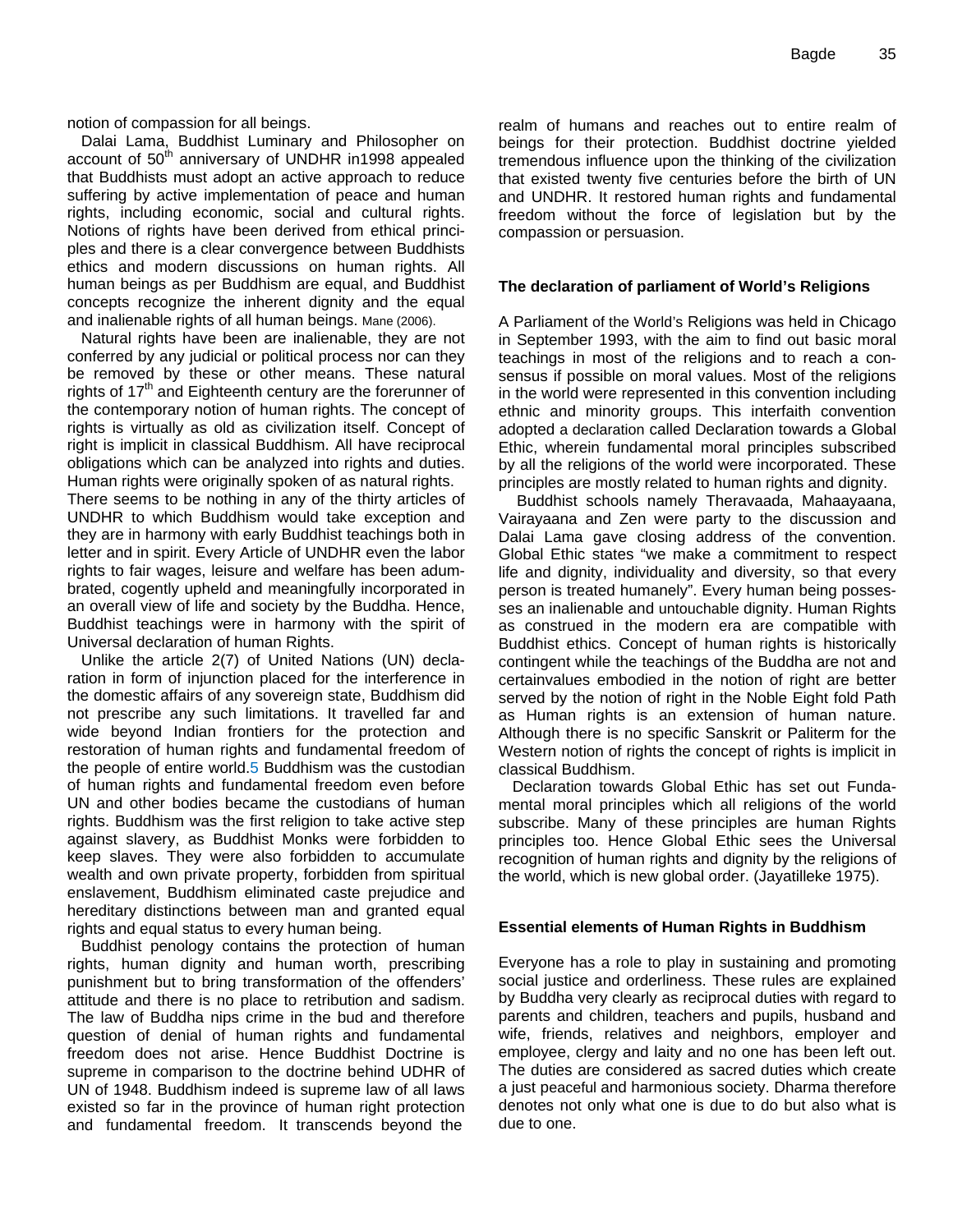notion of compassion for all beings.

Dalai Lama, Buddhist Luminary and Philosopher on account of 50th anniversary of UNDHR in1998 appealed that Buddhists must adopt an active approach to reduce suffering by active implementation of peace and human rights, including economic, social and cultural rights. Notions of rights have been derived from ethical principles and there is a clear convergence between Buddhists ethics and modern discussions on human rights. All human beings as per Buddhism are equal, and Buddhist concepts recognize the inherent dignity and the equal and inalienable rights of all human beings. Mane (2006).

Natural rights have been are inalienable, they are not conferred by any judicial or political process nor can they be removed by these or other means. These natural rights of 17th and Eighteenth century are the forerunner of the contemporary notion of human rights. The concept of rights is virtually as old as civilization itself. Concept of right is implicit in classical Buddhism. All have reciprocal obligations which can be analyzed into rights and duties. Human rights were originally spoken of as natural rights.

There seems to be nothing in any of the thirty articles of UNDHR to which Buddhism would take exception and they are in harmony with early Buddhist teachings both in letter and in spirit. Every Article of UNDHR even the labor rights to fair wages, leisure and welfare has been adumbrated, cogently upheld and meaningfully incorporated in an overall view of life and society by the Buddha. Hence, Buddhist teachings were in harmony with the spirit of Universal declaration of human Rights.

Unlike the article 2(7) of United Nations (UN) declaration in form of injunction placed for the interference in the domestic affairs of any sovereign state, Buddhism did not prescribe any such limitations. It travelled far and wide beyond Indian frontiers for the protection and restoration of human rights and fundamental freedom of the people of entire world.5 Buddhism was the custodian of human rights and fundamental freedom even before UN and other bodies became the custodians of human rights. Buddhism was the first religion to take active step against slavery, as Buddhist Monks were forbidden to keep slaves. They were also forbidden to accumulate wealth and own private property, forbidden from spiritual enslavement, Buddhism eliminated caste prejudice and hereditary distinctions between man and granted equal rights and equal status to every human being.

Buddhist penology contains the protection of human rights, human dignity and human worth, prescribing punishment but to bring transformation of the offenders' attitude and there is no place to retribution and sadism. The law of Buddha nips crime in the bud and therefore question of denial of human rights and fundamental freedom does not arise. Hence Buddhist Doctrine is supreme in comparison to the doctrine behind UDHR of UN of 1948. Buddhism indeed is supreme law of all laws existed so far in the province of human right protection and fundamental freedom. It transcends beyond the realm of humans and reaches out to entire realm of beings for their protection. Buddhist doctrine yielded tremendous influence upon the thinking of the civilization that existed twenty five centuries before the birth of UN and UNDHR. It restored human rights and fundamental freedom without the force of legislation but by the compassion or persuasion.

## The declaration of parliament of World's Religions

A Parliament of the World's Religions was held in Chicago in September 1993, with the aim to find out basic moral teachings in most of the religions and to reach a consensus if possible on moral values. Most of the religions in the world were represented in this convention including ethnic and minority groups. This interfaith convention adopted a declaration called Declaration towards a Global Ethic, wherein fundamental moral principles subscribed by all the religions of the world were incorporated. These principles are mostly related to human rights and dignity.

Buddhist schools namely Theravaada, Mahaayaana, Vairayaana and Zen were party to the discussion and Dalai Lama gave closing address of the convention. Global Ethic states "we make a commitment to respect life and dignity, individuality and diversity, so that every person is treated humanely". Every human being possesses an inalienable and untouchable dignity. Human Rights as construed in the modern era are compatible with Buddhist ethics. Concept of human rights is historically contingent while the teachings of the Buddha are not and certainvalues embodied in the notion of right are better served by the notion of right in the Noble Eight fold Path as Human rights is an extension of human nature. Although there is no specific Sanskrit or Paliterm for the Western notion of rights the concept of rights is implicit in classical Buddhism.

Declaration towards Global Ethic has set out Fundamental moral principles which all religions of the world subscribe. Many of these principles are human Rights principles too. Hence Global Ethic sees the Universal recognition of human rights and dignity by the religions of the world, which is new global order. (Jayatilleke 1975).

## Essential elements of Human Rights in Buddhism

Everyone has a role to play in sustaining and promoting social justice and orderliness. These rules are explained by Buddha very clearly as reciprocal duties with regard to parents and children, teachers and pupils, husband and wife, friends, relatives and neighbors, employer and employee, clergy and laity and no one has been left out. The duties are considered as sacred duties which create a just peaceful and harmonious society. Dharma therefore denotes not only what one is due to do but also what is due to one.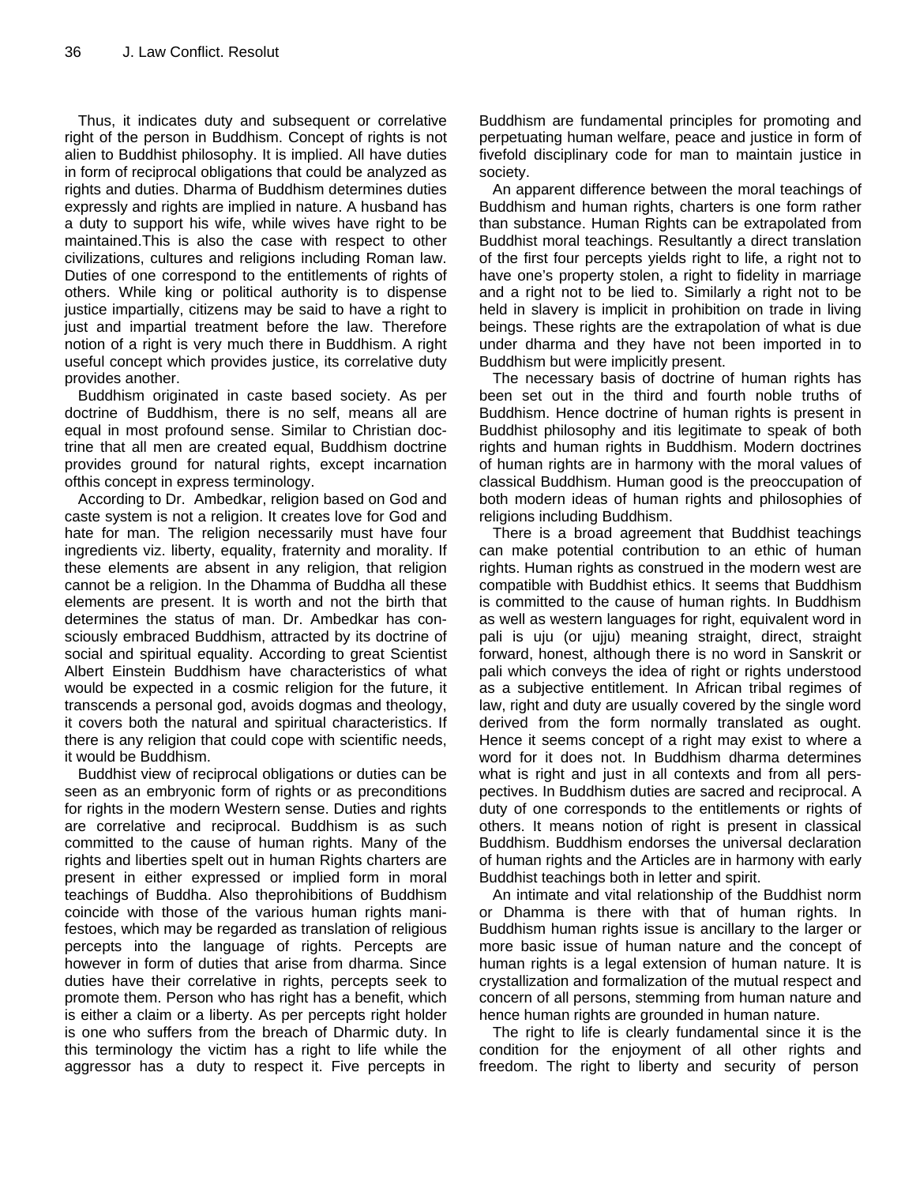Thus, it indicates duty and subsequent or correlative right of the person in Buddhism. Concept of rights is not alien to Buddhist philosophy. It is implied. All have duties in form of reciprocal obligations that could be analyzed as rights and duties. Dharma of Buddhism determines duties expressly and rights are implied in nature. A husband has a duty to support his wife, while wives have right to be maintained.This is also the case with respect to other civilizations, cultures and religions including Roman law. Duties of one correspond to the entitlements of rights of others. While king or political authority is to dispense justice impartially, citizens may be said to have a right to just and impartial treatment before the law. Therefore notion of a right is very much there in Buddhism. A right useful concept which provides justice, its correlative duty provides another.

Buddhism originated in caste based society. As per doctrine of Buddhism, there is no self, means all are equal in most profound sense. Similar to Christian doctrine that all men are created equal, Buddhism doctrine provides ground for natural rights, except incarnation ofthis concept in express terminology.

According to Dr. Ambedkar, religion based on God and caste system is not a religion. It creates love for God and hate for man. The religion necessarily must have four ingredients viz. liberty, equality, fraternity and morality. If these elements are absent in any religion, that religion cannot be a religion. In the Dhamma of Buddha all these elements are present. It is worth and not the birth that determines the status of man. Dr. Ambedkar has consciously embraced Buddhism, attracted by its doctrine of social and spiritual equality. According to great Scientist Albert Einstein Buddhism have characteristics of what would be expected in a cosmic religion for the future, it transcends a personal god, avoids dogmas and theology, it covers both the natural and spiritual characteristics. If there is any religion that could cope with scientific needs, it would be Buddhism.

Buddhist view of reciprocal obligations or duties can be seen as an embryonic form of rights or as preconditions for rights in the modern Western sense. Duties and rights are correlative and reciprocal. Buddhism is as such committed to the cause of human rights. Many of the rights and liberties spelt out in human Rights charters are present in either expressed or implied form in moral teachings of Buddha. Also theprohibitions of Buddhism coincide with those of the various human rights manifestoes, which may be regarded as translation of religious percepts into the language of rights. Percepts are however in form of duties that arise from dharma. Since duties have their correlative in rights, percepts seek to promote them. Person who has right has a benefit, which is either a claim or a liberty. As per percepts right holder is one who suffers from the breach of Dharmic duty. In this terminology the victim has a right to life while the aggressor has a duty to respect it. Five percepts in Buddhism are fundamental principles for promoting and perpetuating human welfare, peace and justice in form of fivefold disciplinary code for man to maintain justice in society.

An apparent difference between the moral teachings of Buddhism and human rights, charters is one form rather than substance. Human Rights can be extrapolated from Buddhist moral teachings. Resultantly a direct translation of the first four percepts yields right to life, a right not to have one's property stolen, a right to fidelity in marriage and a right not to be lied to. Similarly a right not to be held in slavery is implicit in prohibition on trade in living beings. These rights are the extrapolation of what is due under dharma and they have not been imported in to Buddhism but were implicitly present.

The necessary basis of doctrine of human rights has been set out in the third and fourth noble truths of Buddhism. Hence doctrine of human rights is present in Buddhist philosophy and itis legitimate to speak of both rights and human rights in Buddhism. Modern doctrines of human rights are in harmony with the moral values of classical Buddhism. Human good is the preoccupation of both modern ideas of human rights and philosophies of religions including Buddhism.

There is a broad agreement that Buddhist teachings can make potential contribution to an ethic of human rights. Human rights as construed in the modern west are compatible with Buddhist ethics. It seems that Buddhism is committed to the cause of human rights. In Buddhism as well as western languages for right, equivalent word in pali is uju (or ujju) meaning straight, direct, straight forward, honest, although there is no word in Sanskrit or pali which conveys the idea of right or rights understood as a subjective entitlement. In African tribal regimes of law, right and duty are usually covered by the single word derived from the form normally translated as ought. Hence it seems concept of a right may exist to where a word for it does not. In Buddhism dharma determines what is right and just in all contexts and from all perspectives. In Buddhism duties are sacred and reciprocal. A duty of one corresponds to the entitlements or rights of others. It means notion of right is present in classical Buddhism. Buddhism endorses the universal declaration of human rights and the Articles are in harmony with early Buddhist teachings both in letter and spirit.

An intimate and vital relationship of the Buddhist norm or Dhamma is there with that of human rights. In Buddhism human rights issue is ancillary to the larger or more basic issue of human nature and the concept of human rights is a legal extension of human nature. It is crystallization and formalization of the mutual respect and concern of all persons, stemming from human nature and hence human rights are grounded in human nature.

The right to life is clearly fundamental since it is the condition for the enjoyment of all other rights and freedom. The right to liberty and security of person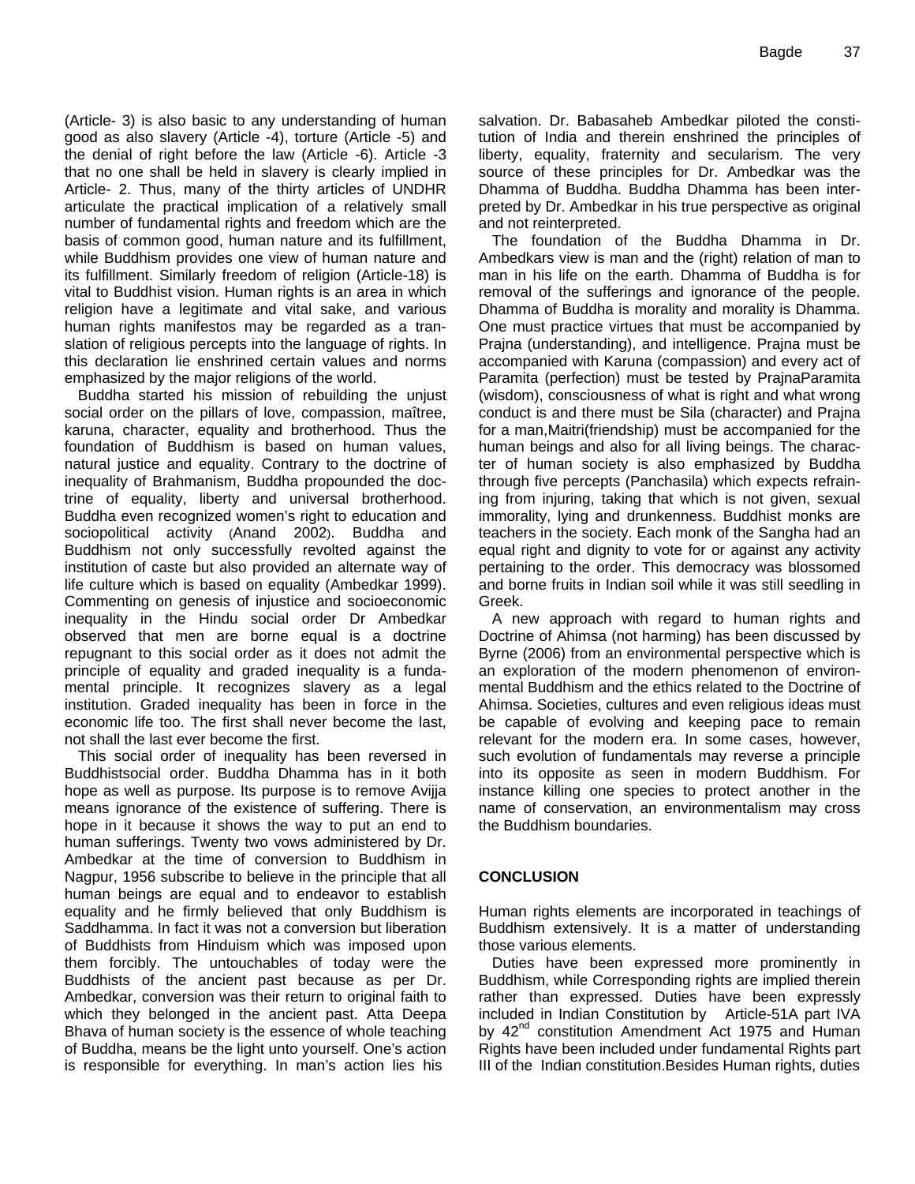(Article- 3) is also basic to any understanding of human good as also slavery (Article -4), torture (Article -5) and the denial of right before the law (Article -6). Article -3 that no one shall be held in slavery is clearly implied in Article- 2. Thus, many of the thirty articles of UNDHR articulate the practical implication of a relatively small number of fundamental rights and freedom which are the basis of common good, human nature and its fulfillment, while Buddhism provides one view of human nature and its fulfillment. Similarly freedom of religion (Article-18) is vital to Buddhist vision. Human rights is an area in which religion have a legitimate and vital sake, and various human rights manifestos may be regarded as a translation of religious percepts into the language of rights. In this declaration lie enshrined certain values and norms emphasized by the major religions of the world.

Buddha started his mission of rebuilding the unjust social order on the pillars of love, compassion, maîtree, karuna, character, equality and brotherhood. Thus the foundation of Buddhism is based on human values, natural justice and equality. Contrary to the doctrine of inequality of Brahmanism, Buddha propounded the doctrine of equality, liberty and universal brotherhood. Buddha even recognized women's right to education and sociopolitical activity (Anand 2002). Buddha and Buddhism not only successfully revolted against the institution of caste but also provided an alternate way of life culture which is based on equality (Ambedkar 1999). Commenting on genesis of injustice and socioeconomic inequality in the Hindu social order Dr Ambedkar observed that men are borne equal is a doctrine repugnant to this social order as it does not admit the principle of equality and graded inequality is a fundamental principle. It recognizes slavery as a legal institution. Graded inequality has been in force in the economic life too. The first shall never become the last, not shall the last ever become the first.

This social order of inequality has been reversed in Buddhistsocial order. Buddha Dhamma has in it both hope as well as purpose. Its purpose is to remove Avijja means ignorance of the existence of suffering. There is hope in it because it shows the way to put an end to human sufferings. Twenty two vows administered by Dr. Ambedkar at the time of conversion to Buddhism in Nagpur, 1956 subscribe to believe in the principle that all human beings are equal and to endeavor to establish equality and he firmly believed that only Buddhism is Saddhamma. In fact it was not a conversion but liberation of Buddhists from Hinduism which was imposed upon them forcibly. The untouchables of today were the Buddhists of the ancient past because as per Dr. Ambedkar, conversion was their return to original faith to which they belonged in the ancient past. Atta Deepa Bhava of human society is the essence of whole teaching of Buddha, means be the light unto yourself. One's action is responsible for everything. In man's action lies his salvation. Dr. Babasaheb Ambedkar piloted the constitution of India and therein enshrined the principles of liberty, equality, fraternity and secularism. The very source of these principles for Dr. Ambedkar was the Dhamma of Buddha. Buddha Dhamma has been interpreted by Dr. Ambedkar in his true perspective as original and not reinterpreted.

The foundation of the Buddha Dhamma in Dr. Ambedkars view is man and the (right) relation of man to man in his life on the earth. Dhamma of Buddha is for removal of the sufferings and ignorance of the people. Dhamma of Buddha is morality and morality is Dhamma. One must practice virtues that must be accompanied by Prajna (understanding), and intelligence. Prajna must be accompanied with Karuna (compassion) and every act of Paramita (perfection) must be tested by PrajnaParamita (wisdom), consciousness of what is right and what wrong conduct is and there must be Sila (character) and Prajna for a man,Maitri(friendship) must be accompanied for the human beings and also for all living beings. The character of human society is also emphasized by Buddha through five percepts (Panchasila) which expects refraining from injuring, taking that which is not given, sexual immorality, lying and drunkenness. Buddhist monks are teachers in the society. Each monk of the Sangha had an equal right and dignity to vote for or against any activity pertaining to the order. This democracy was blossomed and borne fruits in Indian soil while it was still seedling in Greek.

A new approach with regard to human rights and Doctrine of Ahimsa (not harming) has been discussed by Byrne (2006) from an environmental perspective which is an exploration of the modern phenomenon of environmental Buddhism and the ethics related to the Doctrine of Ahimsa. Societies, cultures and even religious ideas must be capable of evolving and keeping pace to remain relevant for the modern era. In some cases, however, such evolution of fundamentals may reverse a principle into its opposite as seen in modern Buddhism. For instance killing one species to protect another in the name of conservation, an environmentalism may cross the Buddhism boundaries.

## CONCLUSION

Human rights elements are incorporated in teachings of Buddhism extensively. It is a matter of understanding those various elements.

Duties have been expressed more prominently in Buddhism, while Corresponding rights are implied therein rather than expressed. Duties have been expressly included in Indian Constitution by Article-51A part IVA by 42nd constitution Amendment Act 1975 and Human Rights have been included under fundamental Rights part III of the Indian constitution.Besides Human rights, duties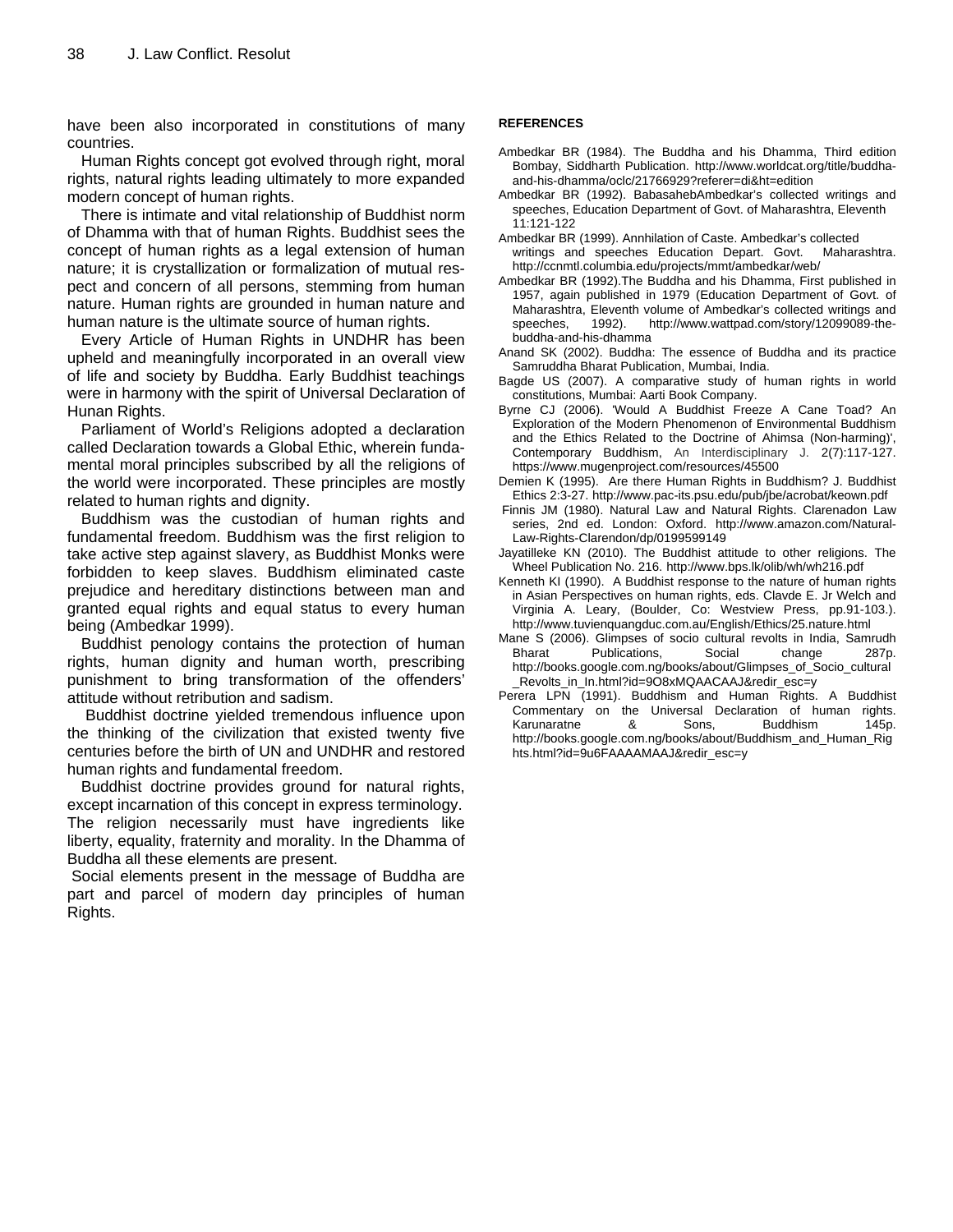have been also incorporated in constitutions of many countries.

Human Rights concept got evolved through right, moral rights, natural rights leading ultimately to more expanded modern concept of human rights.

There is intimate and vital relationship of Buddhist norm of Dhamma with that of human Rights. Buddhist sees the concept of human rights as a legal extension of human nature; it is crystallization or formalization of mutual respect and concern of all persons, stemming from human nature. Human rights are grounded in human nature and human nature is the ultimate source of human rights.

Every Article of Human Rights in UNDHR has been upheld and meaningfully incorporated in an overall view of life and society by Buddha. Early Buddhist teachings were in harmony with the spirit of Universal Declaration of Hunan Rights.

Parliament of World's Religions adopted a declaration called Declaration towards a Global Ethic, wherein fundamental moral principles subscribed by all the religions of the world were incorporated. These principles are mostly related to human rights and dignity.

Buddhism was the custodian of human rights and fundamental freedom. Buddhism was the first religion to take active step against slavery, as Buddhist Monks were forbidden to keep slaves. Buddhism eliminated caste prejudice and hereditary distinctions between man and granted equal rights and equal status to every human being (Ambedkar 1999).

Buddhist penology contains the protection of human rights, human dignity and human worth, prescribing punishment to bring transformation of the offenders' attitude without retribution and sadism.

Buddhist doctrine yielded tremendous influence upon the thinking of the civilization that existed twenty five centuries before the birth of UN and UNDHR and restored human rights and fundamental freedom.

Buddhist doctrine provides ground for natural rights, except incarnation of this concept in express terminology. The religion necessarily must have ingredients like liberty, equality, fraternity and morality. In the Dhamma of Buddha all these elements are present.

Social elements present in the message of Buddha are part and parcel of modern day principles of human Rights.

## REFERENCES

Ambedkar BR (1984). The Buddha and his Dhamma, Third edition Bombay, Siddharth Publication. http://www.worldcat.org/title/buddha-and-his-dhamma/oclc/21766929?referer=di&ht=edition

Ambedkar BR (1992). BabasahebAmbedkar's collected writings and speeches, Education Department of Govt. of Maharashtra, Eleventh 11:121-122

Ambedkar BR (1999). Annhilation of Caste. Ambedkar's collected writings and speeches Education Depart. Govt. Maharashtra. http://ccnmtl.columbia.edu/projects/mmt/ambedkar/web/

Ambedkar BR (1992).The Buddha and his Dhamma, First published in 1957, again published in 1979 (Education Department of Govt. of Maharashtra, Eleventh volume of Ambedkar's collected writings and speeches, 1992). http://www.wattpad.com/story/12099089-the-buddha-and-his-dhamma

Anand SK (2002). Buddha: The essence of Buddha and its practice Samruddha Bharat Publication, Mumbai, India.

Bagde US (2007). A comparative study of human rights in world constitutions, Mumbai: Aarti Book Company.

Byrne CJ (2006). 'Would A Buddhist Freeze A Cane Toad? An Exploration of the Modern Phenomenon of Environmental Buddhism and the Ethics Related to the Doctrine of Ahimsa (Non-harming)', Contemporary Buddhism, An Interdisciplinary J. 2(7):117-127. https://www.mugenproject.com/resources/45500

Demien K (1995). Are there Human Rights in Buddhism? J. Buddhist Ethics 2:3-27. http://www.pac-its.psu.edu/pub/jbe/acrobat/keown.pdf

Finnis JM (1980). Natural Law and Natural Rights. Clarenadon Law series, 2nd ed. London: Oxford. http://www.amazon.com/Natural-Law-Rights-Clarendon/dp/0199599149

Jayatilleke KN (2010). The Buddhist attitude to other religions. The Wheel Publication No. 216. http://www.bps.lk/olib/wh/wh216.pdf

Kenneth KI (1990). A Buddhist response to the nature of human rights in Asian Perspectives on human rights, eds. Clavde E. Jr Welch and Virginia A. Leary, (Boulder, Co: Westview Press, pp.91-103.). http://www.tuvienquangduc.com.au/English/Ethics/25.nature.html

Mane S (2006). Glimpses of socio cultural revolts in India, Samrudh Bharat Publications, Social change 287p. http://books.google.com.ng/books/about/Glimpses_of_Socio_cultural_Revolts_in_In.html?id=9O8xMQAACAAJ&redir_esc=y

Perera LPN (1991). Buddhism and Human Rights. A Buddhist Commentary on the Universal Declaration of human rights. Karunaratne & Sons, Buddhism 145p. http://books.google.com.ng/books/about/Buddhism_and_Human_Rights.html?id=9u6FAAAAMAAJ&redir_esc=y